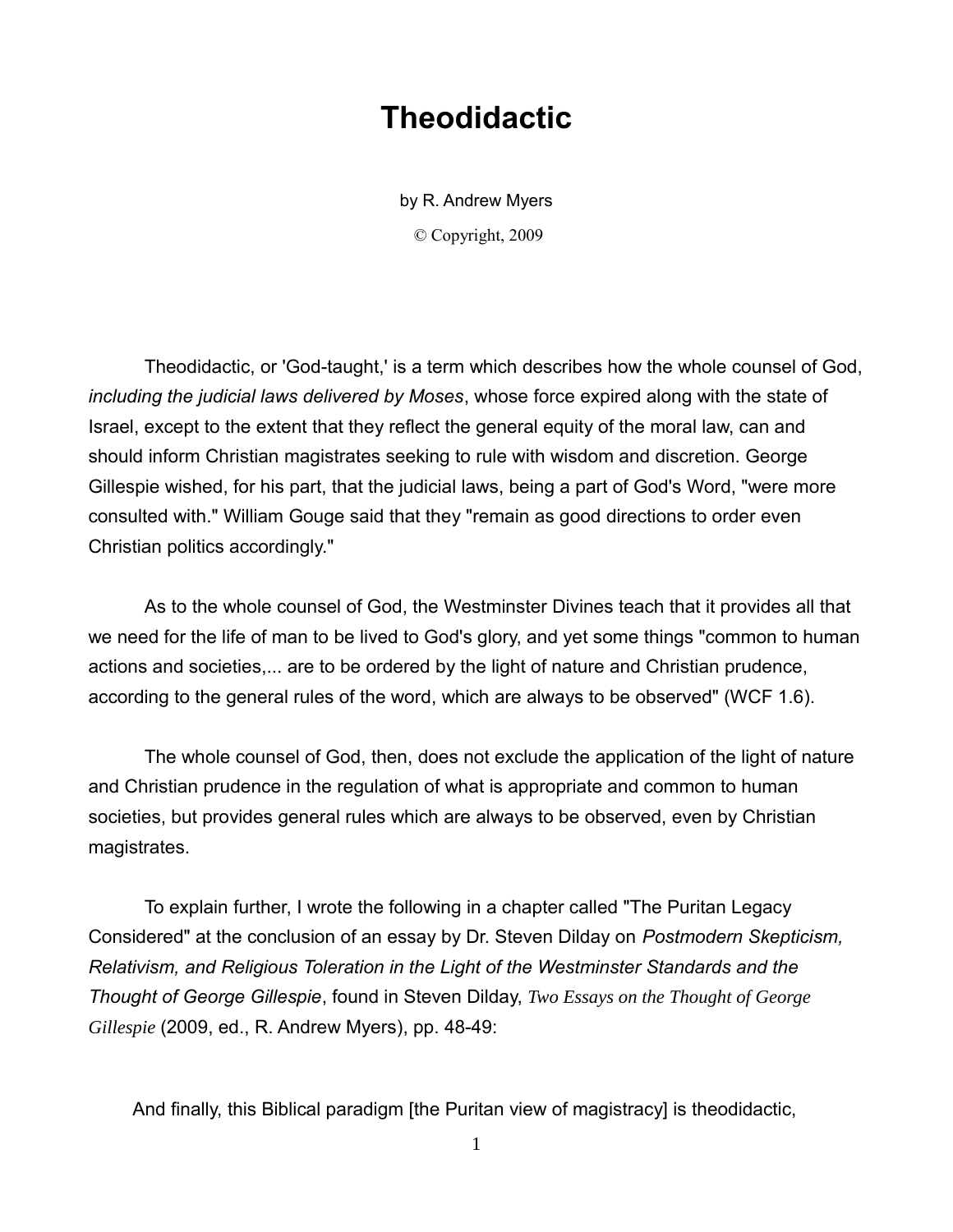# Theodidactic

by R. Andrew Myers

© Copyright, 2009

Theodidactic, or 'God-taught,' is a term which describes how the whole counsel of God, *including the judicial laws delivered by Moses*, whose force expired along with the state of Israel, except to the extent that they reflect the general equity of the moral law, can and should inform Christian magistrates seeking to rule with wisdom and discretion. George Gillespie wished, for his part, that the judicial laws, being a part of God's Word, "were more consulted with." William Gouge said that they "remain as good directions to order even Christian politics accordingly."

As to the whole counsel of God, the Westminster Divines teach that it provides all that we need for the life of man to be lived to God's glory, and yet some things "common to human actions and societies,... are to be ordered by the light of nature and Christian prudence, according to the general rules of the word, which are always to be observed" (WCF 1.6).

The whole counsel of God, then, does not exclude the application of the light of nature and Christian prudence in the regulation of what is appropriate and common to human societies, but provides general rules which are always to be observed, even by Christian magistrates.

To explain further, I wrote the following in a chapter called "The Puritan Legacy Considered" at the conclusion of an essay by Dr. Steven Dilday on *Postmodern Skepticism, Relativism, and Religious Toleration in the Light of the Westminster Standards and the Thought of George Gillespie*, found in Steven Dilday, *Two Essays on the Thought of George Gillespie* (2009, ed., R. Andrew Myers), pp. 48-49:

> And finally, this Biblical paradigm [the Puritan view of magistracy] is theodidactic,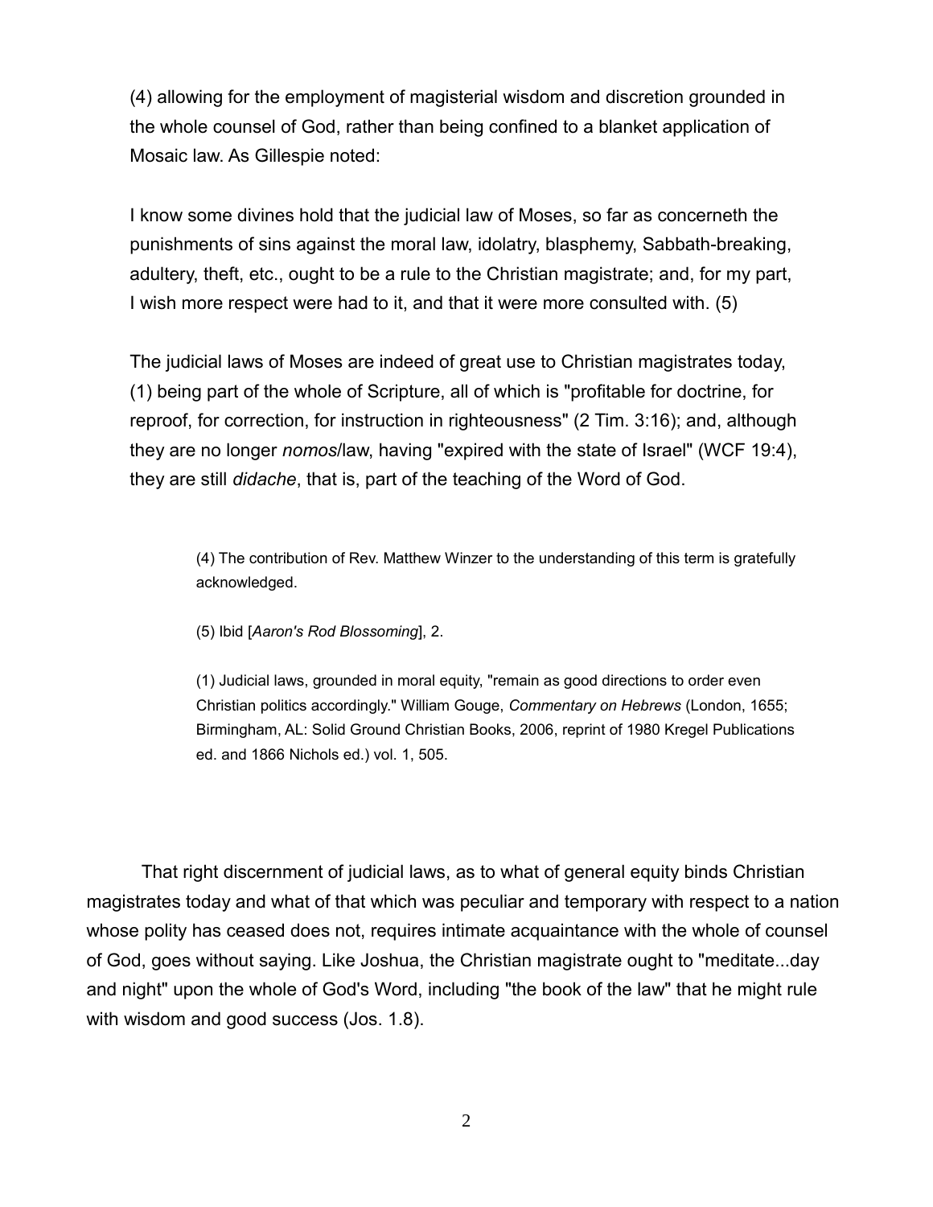(4) allowing for the employment of magisterial wisdom and discretion grounded in the whole counsel of God, rather than being confined to a blanket application of Mosaic law. As Gillespie noted:

I know some divines hold that the judicial law of Moses, so far as concerneth the punishments of sins against the moral law, idolatry, blasphemy, Sabbath-breaking, adultery, theft, etc., ought to be a rule to the Christian magistrate; and, for my part, I wish more respect were had to it, and that it were more consulted with. (5)

The judicial laws of Moses are indeed of great use to Christian magistrates today, (1) being part of the whole of Scripture, all of which is "profitable for doctrine, for reproof, for correction, for instruction in righteousness" (2 Tim. 3:16); and, although they are no longer *nomos*/law, having "expired with the state of Israel" (WCF 19:4), they are still *didache*, that is, part of the teaching of the Word of God.

(4) The contribution of Rev. Matthew Winzer to the understanding of this term is gratefully acknowledged.

(5) Ibid [*Aaron's Rod Blossoming*], 2.

(1) Judicial laws, grounded in moral equity, "remain as good directions to order even Christian politics accordingly." William Gouge, *Commentary on Hebrews* (London, 1655; Birmingham, AL: Solid Ground Christian Books, 2006, reprint of 1980 Kregel Publications ed. and 1866 Nichols ed.) vol. 1, 505.

That right discernment of judicial laws, as to what of general equity binds Christian magistrates today and what of that which was peculiar and temporary with respect to a nation whose polity has ceased does not, requires intimate acquaintance with the whole of counsel of God, goes without saying. Like Joshua, the Christian magistrate ought to "meditate...day and night" upon the whole of God's Word, including "the book of the law" that he might rule with wisdom and good success (Jos. 1.8).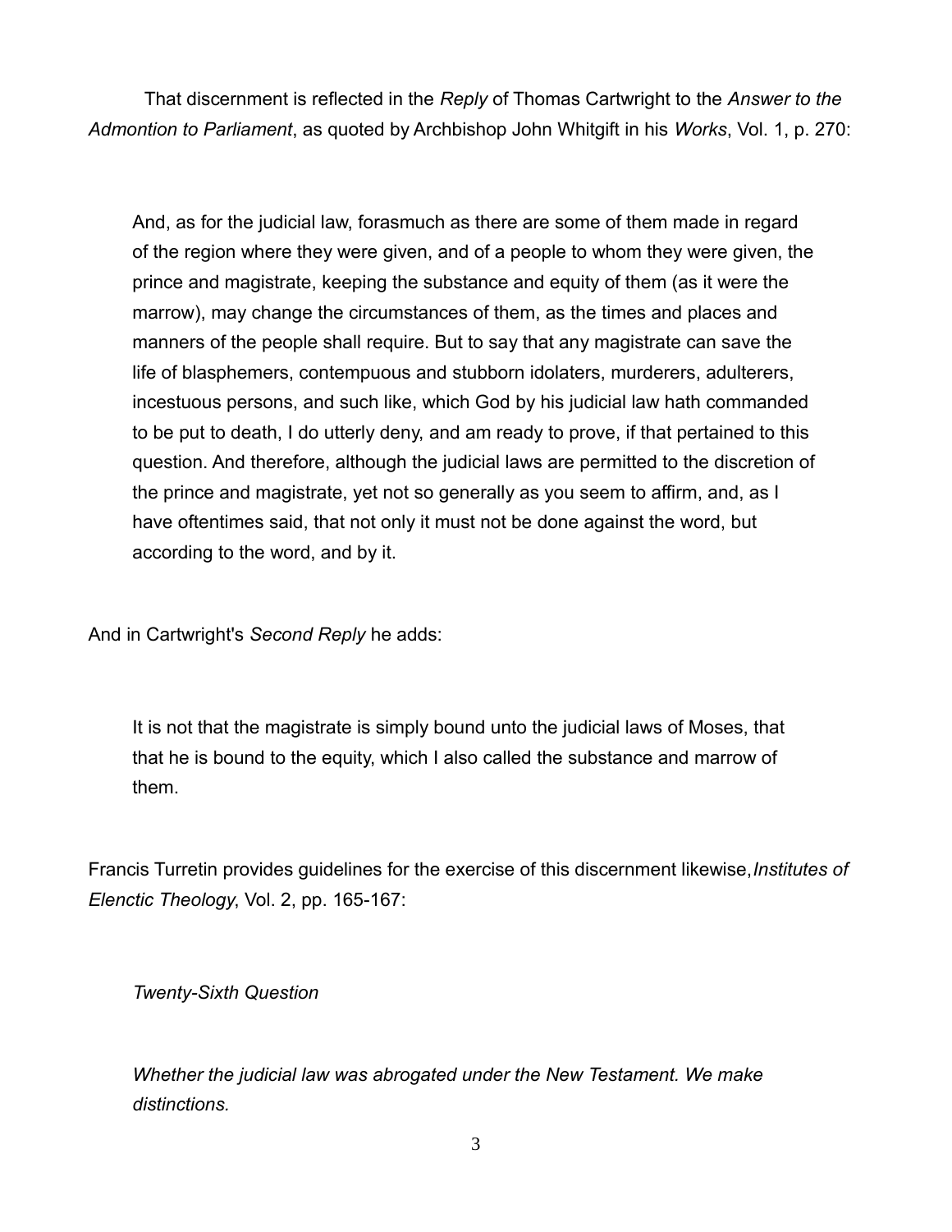That discernment is reflected in the *Reply* of Thomas Cartwright to the *Answer to the Admontion to Parliament*, as quoted by Archbishop John Whitgift in his *Works*, Vol. 1, p. 270:

> And, as for the judicial law, forasmuch as there are some of them made in regard of the region where they were given, and of a people to whom they were given, the prince and magistrate, keeping the substance and equity of them (as it were the marrow), may change the circumstances of them, as the times and places and manners of the people shall require. But to say that any magistrate can save the life of blasphemers, contempuous and stubborn idolaters, murderers, adulterers, incestuous persons, and such like, which God by his judicial law hath commanded to be put to death, I do utterly deny, and am ready to prove, if that pertained to this question. And therefore, although the judicial laws are permitted to the discretion of the prince and magistrate, yet not so generally as you seem to affirm, and, as I have oftentimes said, that not only it must not be done against the word, but according to the word, and by it.

And in Cartwright's *Second Reply* he adds:

> It is not that the magistrate is simply bound unto the judicial laws of Moses, that that he is bound to the equity, which I also called the substance and marrow of them.

Francis Turretin provides guidelines for the exercise of this discernment likewise, *Institutes of Elenctic Theology*, Vol. 2, pp. 165-167:

> *Twenty-Sixth Question*
>
> *Whether the judicial law was abrogated under the New Testament. We make distinctions.*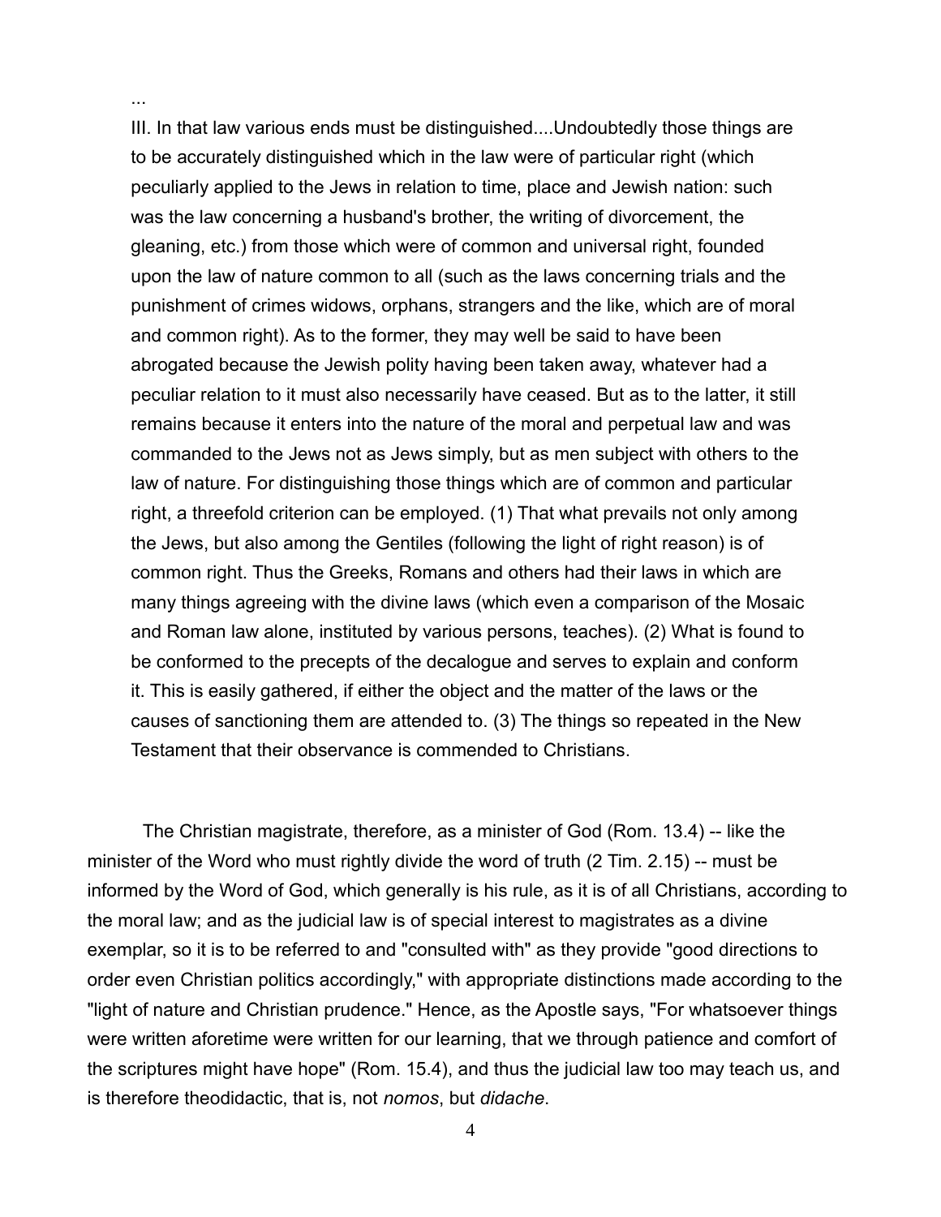...

> III. In that law various ends must be distinguished....Undoubtedly those things are to be accurately distinguished which in the law were of particular right (which peculiarly applied to the Jews in relation to time, place and Jewish nation: such was the law concerning a husband's brother, the writing of divorcement, the gleaning, etc.) from those which were of common and universal right, founded upon the law of nature common to all (such as the laws concerning trials and the punishment of crimes widows, orphans, strangers and the like, which are of moral and common right). As to the former, they may well be said to have been abrogated because the Jewish polity having been taken away, whatever had a peculiar relation to it must also necessarily have ceased. But as to the latter, it still remains because it enters into the nature of the moral and perpetual law and was commanded to the Jews not as Jews simply, but as men subject with others to the law of nature. For distinguishing those things which are of common and particular right, a threefold criterion can be employed. (1) That what prevails not only among the Jews, but also among the Gentiles (following the light of right reason) is of common right. Thus the Greeks, Romans and others had their laws in which are many things agreeing with the divine laws (which even a comparison of the Mosaic and Roman law alone, instituted by various persons, teaches). (2) What is found to be conformed to the precepts of the decalogue and serves to explain and conform it. This is easily gathered, if either the object and the matter of the laws or the causes of sanctioning them are attended to. (3) The things so repeated in the New Testament that their observance is commended to Christians.

The Christian magistrate, therefore, as a minister of God (Rom. 13.4) -- like the minister of the Word who must rightly divide the word of truth (2 Tim. 2.15) -- must be informed by the Word of God, which generally is his rule, as it is of all Christians, according to the moral law; and as the judicial law is of special interest to magistrates as a divine exemplar, so it is to be referred to and "consulted with" as they provide "good directions to order even Christian politics accordingly," with appropriate distinctions made according to the "light of nature and Christian prudence." Hence, as the Apostle says, "For whatsoever things were written aforetime were written for our learning, that we through patience and comfort of the scriptures might have hope" (Rom. 15.4), and thus the judicial law too may teach us, and is therefore theodidactic, that is, not *nomos*, but *didache*.